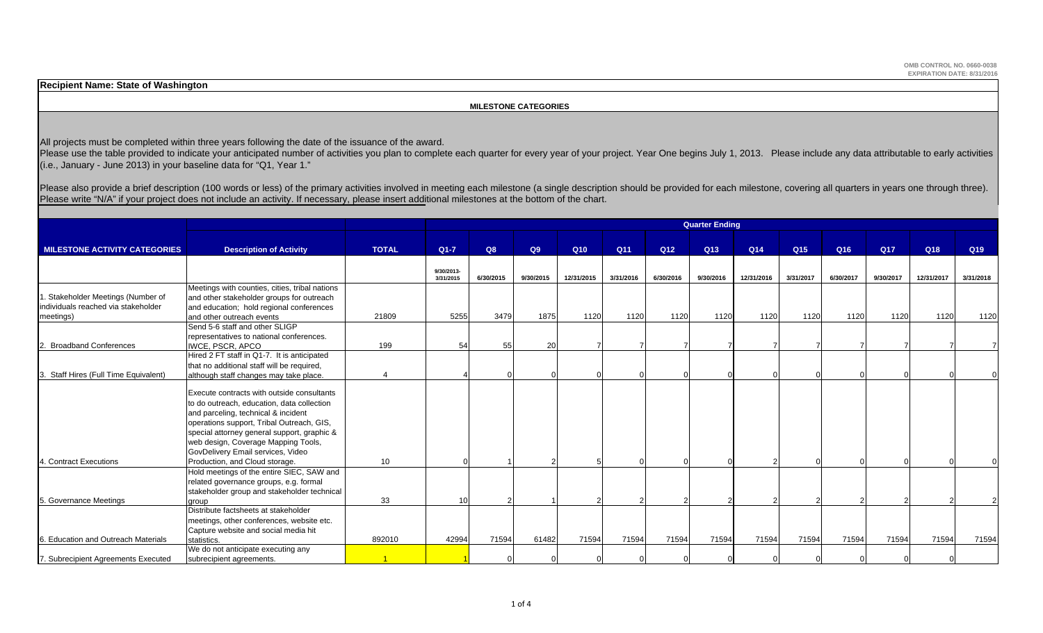OMB CONTROL NO. 0660-0038
EXPIRATION DATE: 8/31/2016

**Recipient Name: State of Washington**

**MILESTONE CATEGORIES**

All projects must be completed within three years following the date of the issuance of the award.
Please use the table provided to indicate your anticipated number of activities you plan to complete each quarter for every year of your project. Year One begins July 1, 2013. Please include any data attributable to early activities (i.e., January - June 2013) in your baseline data for "Q1, Year 1."

Please also provide a brief description (100 words or less) of the primary activities involved in meeting each milestone (a single description should be provided for each milestone, covering all quarters in years one through three). Please write "N/A" if your project does not include an activity. If necessary, please insert additional milestones at the bottom of the chart.

| | | | Quarter Ending | | | | | | | | | | | | |
|---|---|---|---|---|---|---|---|---|---|---|---|---|---|---|---|
| **MILESTONE ACTIVITY CATEGORIES** | **Description of Activity** | **TOTAL** | **Q1-7** | **Q8** | **Q9** | **Q10** | **Q11** | **Q12** | **Q13** | **Q14** | **Q15** | **Q16** | **Q17** | **Q18** | **Q19** |
| | | | 9/30/2013-3/31/2015 | 6/30/2015 | 9/30/2015 | 12/31/2015 | 3/31/2016 | 6/30/2016 | 9/30/2016 | 12/31/2016 | 3/31/2017 | 6/30/2017 | 9/30/2017 | 12/31/2017 | 3/31/2018 |
| 1. Stakeholder Meetings (Number of individuals reached via stakeholder meetings) | Meetings with counties, cities, tribal nations and other stakeholder groups for outreach and education; hold regional conferences and other outreach events | 21809 | 5255 | 3479 | 1875 | 1120 | 1120 | 1120 | 1120 | 1120 | 1120 | 1120 | 1120 | 1120 | 1120 |
| 2. Broadband Conferences | Send 5-6 staff and other SLIGP representatives to national conferences. IWCE, PSCR, APCO | 199 | 54 | 55 | 20 | 7 | 7 | 7 | 7 | 7 | 7 | 7 | 7 | 7 | 7 |
| 3. Staff Hires (Full Time Equivalent) | Hired 2 FT staff in Q1-7. It is anticipated that no additional staff will be required, although staff changes may take place. | 4 | 4 | 0 | 0 | 0 | 0 | 0 | 0 | 0 | 0 | 0 | 0 | 0 | 0 |
| 4. Contract Executions | Execute contracts with outside consultants to do outreach, education, data collection and parceling, technical & incident operations support, Tribal Outreach, GIS, special attorney general support, graphic & web design, Coverage Mapping Tools, GovDelivery Email services, Video Production, and Cloud storage. | 10 | 0 | 1 | 2 | 5 | 0 | 0 | 0 | 2 | 0 | 0 | 0 | 0 | 0 |
| 5. Governance Meetings | Hold meetings of the entire SIEC, SAW and related governance groups, e.g. formal stakeholder group and stakeholder technical group | 33 | 10 | 2 | 1 | 2 | 2 | 2 | 2 | 2 | 2 | 2 | 2 | 2 | 2 |
| 6. Education and Outreach Materials | Distribute factsheets at stakeholder meetings, other conferences, website etc. Capture website and social media hit statistics. | 892010 | 42994 | 71594 | 61482 | 71594 | 71594 | 71594 | 71594 | 71594 | 71594 | 71594 | 71594 | 71594 | 71594 |
| 7. Subrecipient Agreements Executed | We do not anticipate executing any subrecipient agreements. | 1 | 1 | 0 | 0 | 0 | 0 | 0 | 0 | 0 | 0 | 0 | 0 | 0 | |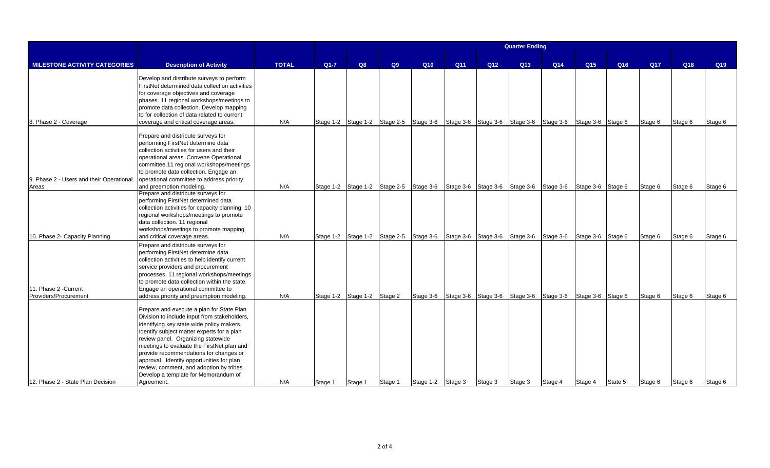| MILESTONE ACTIVITY CATEGORIES | Description of Activity | TOTAL | Quarter Ending | | | | | | | | | | | | |
|---|---|---|---|---|---|---|---|---|---|---|---|---|---|---|---|
| | | | Q1-7 | Q8 | Q9 | Q10 | Q11 | Q12 | Q13 | Q14 | Q15 | Q16 | Q17 | Q18 | Q19 |
| 8. Phase 2 - Coverage | Develop and distribute surveys to perform FirstNet determined data collection activities for coverage objectives and coverage phases. 11 regional workshops/meetings to promote data collection. Develop mapping to for collection of data related to current coverage and critical coverage areas. | N/A | Stage 1-2 | Stage 1-2 | Stage 2-5 | Stage 3-6 | Stage 3-6 | Stage 3-6 | Stage 3-6 | Stage 3-6 | Stage 3-6 | Stage 6 | Stage 6 | Stage 6 | Stage 6 |
| 9. Phase 2 - Users and their Operational Areas | Prepare and distribute surveys for performing FirstNet determine data collection activities for users and their operational areas. Convene Operational committee.11 regional workshops/meetings to promote data collection. Engage an operational committee to address priority and preemption modeling. | N/A | Stage 1-2 | Stage 1-2 | Stage 2-5 | Stage 3-6 | Stage 3-6 | Stage 3-6 | Stage 3-6 | Stage 3-6 | Stage 3-6 | Stage 6 | Stage 6 | Stage 6 | Stage 6 |
| 10. Phase 2- Capacity Planning | Prepare and distribute surveys for performing FirstNet determined data collection activities for capacity planning. 10 regional workshops/meetings to promote data collection. 11 regional workshops/meetings to promote mapping and critical coverage areas. | N/A | Stage 1-2 | Stage 1-2 | Stage 2-5 | Stage 3-6 | Stage 3-6 | Stage 3-6 | Stage 3-6 | Stage 3-6 | Stage 3-6 | Stage 6 | Stage 6 | Stage 6 | Stage 6 |
| 11. Phase 2 -Current Providers/Procurement | Prepare and distribute surveys for performing FirstNet determine data collection activities to help identify current service providers and procurement processes. 11 regional workshops/meetings to promote data collection within the state. Engage an operational committee to address priority and preemption modeling. | N/A | Stage 1-2 | Stage 1-2 | Stage 2 | Stage 3-6 | Stage 3-6 | Stage 3-6 | Stage 3-6 | Stage 3-6 | Stage 3-6 | Stage 6 | Stage 6 | Stage 6 | Stage 6 |
| 12. Phase 2 - State Plan Decision | Prepare and execute a plan for State Plan Division to include input from stakeholders, identifying key state wide policy makers. Identify subject matter experts for a plan review panel. Organizing statewide meetings to evaluate the FirstNet plan and provide recommendations for changes or approval. Identify opportunities for plan review, comment, and adoption by tribes. Develop a template for Memorandum of Agreement. | N/A | Stage 1 | Stage 1 | Stage 1 | Stage 1-2 | Stage 3 | Stage 3 | Stage 3 | Stage 4 | Stage 4 | State 5 | Stage 6 | Stage 6 | Stage 6 |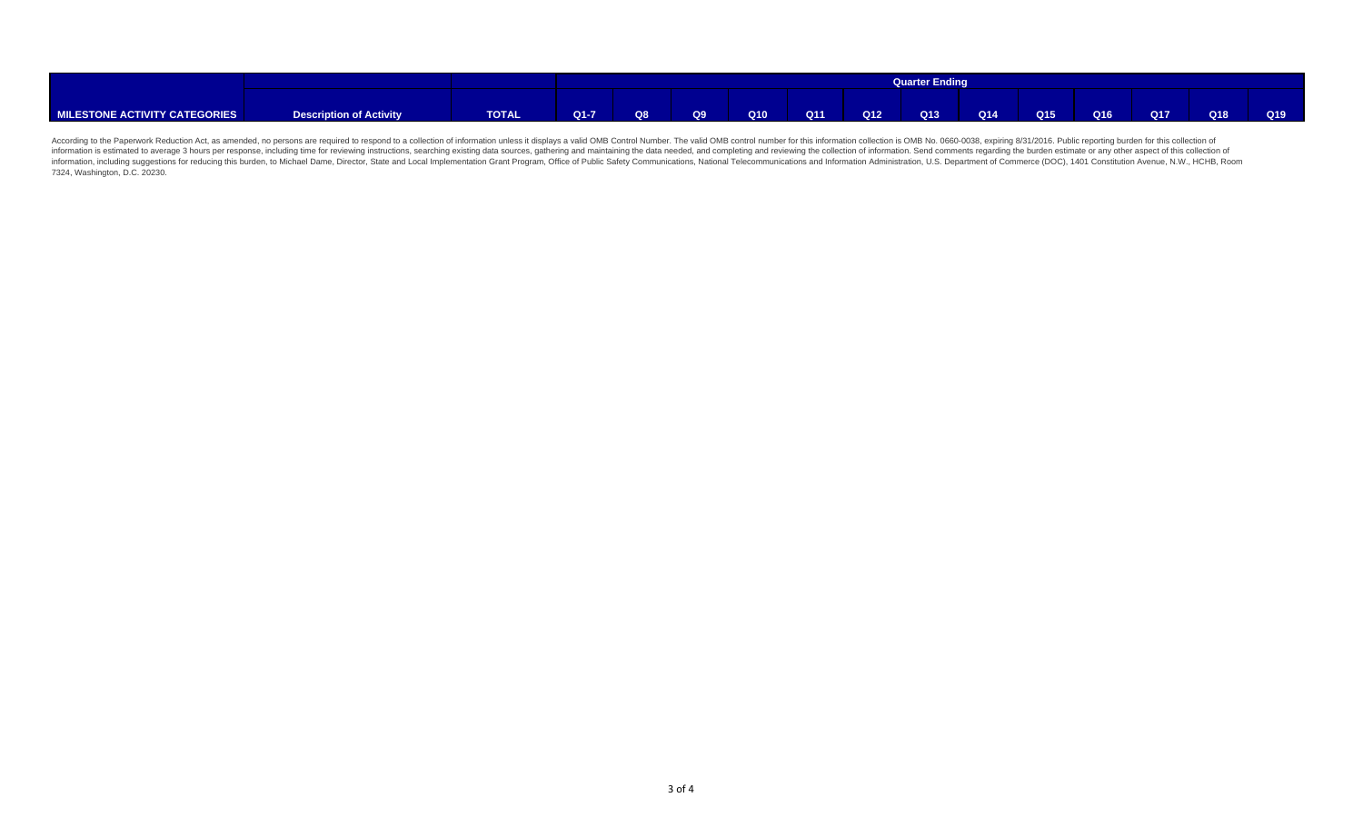| | | | Quarter Ending | | | | | | | | | | | | |
|---|---|---|---|---|---|---|---|---|---|---|---|---|---|---|---|
| **MILESTONE ACTIVITY CATEGORIES** | **Description of Activity** | **TOTAL** | **Q1-7** | **Q8** | **Q9** | **Q10** | **Q11** | **Q12** | **Q13** | **Q14** | **Q15** | **Q16** | **Q17** | **Q18** | **Q19** |

According to the Paperwork Reduction Act, as amended, no persons are required to respond to a collection of information unless it displays a valid OMB Control Number. The valid OMB control number for this information collection is OMB No. 0660-0038, expiring 8/31/2016. Public reporting burden for this collection of information is estimated to average 3 hours per response, including time for reviewing instructions, searching existing data sources, gathering and maintaining the data needed, and completing and reviewing the collection of information. Send comments regarding the burden estimate or any other aspect of this collection of information, including suggestions for reducing this burden, to Michael Dame, Director, State and Local Implementation Grant Program, Office of Public Safety Communications, National Telecommunications and Information Administration, U.S. Department of Commerce (DOC), 1401 Constitution Avenue, N.W., HCHB, Room 7324, Washington, D.C. 20230.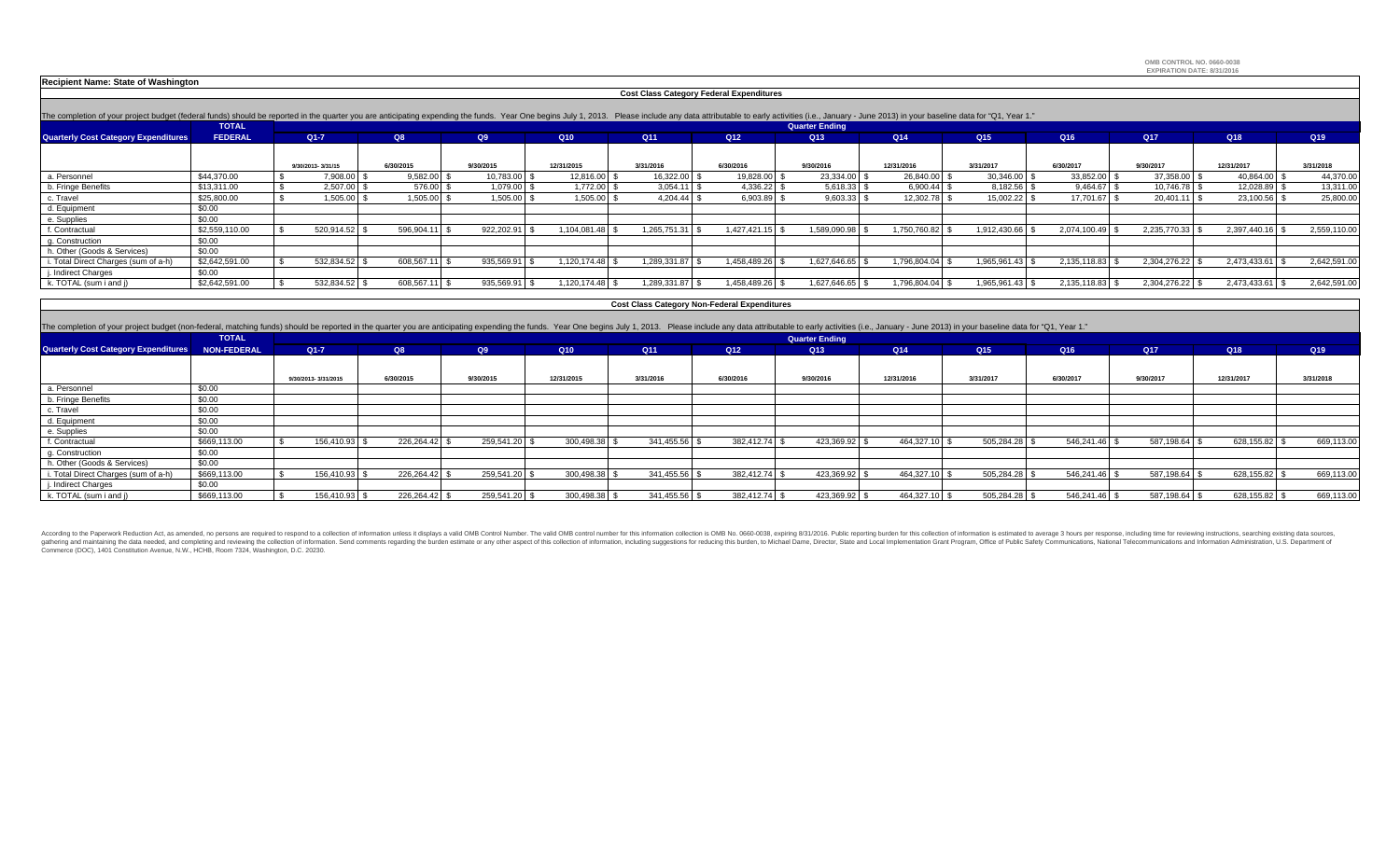OMB CONTROL NO. 0660-0038
EXPIRATION DATE: 8/31/2016

**Recipient Name: State of Washington**

## Cost Class Category Federal Expenditures

The completion of your project budget (federal funds) should be reported in the quarter you are anticipating expending the funds. Year One begins July 1, 2013. Please include any data attributable to early activities (i.e., January - June 2013) in your baseline data for "Q1, Year 1."

| Quarterly Cost Category Expenditures | TOTAL FEDERAL | Q1-7 | Q8 | Q9 | Q10 | Q11 | Q12 | Q13 | Q14 | Q15 | Q16 | Q17 | Q18 | Q19 |
|---|---|---|---|---|---|---|---|---|---|---|---|---|---|---|
| | | Quarter Ending | | | | | | | | | | | | |
| | | 9/30/2013- 3/31/15 | 6/30/2015 | 9/30/2015 | 12/31/2015 | 3/31/2016 | 6/30/2016 | 9/30/2016 | 12/31/2016 | 3/31/2017 | 6/30/2017 | 9/30/2017 | 12/31/2017 | 3/31/2018 |
| a. Personnel | $44,370.00 | $ 7,908.00 | $ 9,582.00 | $ 10,783.00 | $ 12,816.00 | $ 16,322.00 | $ 19,828.00 | $ 23,334.00 | $ 26,840.00 | $ 30,346.00 | $ 33,852.00 | $ 37,358.00 | $ 40,864.00 | $ 44,370.00 |
| b. Fringe Benefits | $13,311.00 | $ 2,507.00 | $ 576.00 | $ 1,079.00 | $ 1,772.00 | $ 3,054.11 | $ 4,336.22 | $ 5,618.33 | $ 6,900.44 | $ 8,182.56 | $ 9,464.67 | $ 10,746.78 | $ 12,028.89 | $ 13,311.00 |
| c. Travel | $25,800.00 | $ 1,505.00 | $ 1,505.00 | $ 1,505.00 | $ 1,505.00 | $ 4,204.44 | $ 6,903.89 | $ 9,603.33 | $ 12,302.78 | $ 15,002.22 | $ 17,701.67 | $ 20,401.11 | $ 23,100.56 | $ 25,800.00 |
| d. Equipment | $0.00 | | | | | | | | | | | | | |
| e. Supplies | $0.00 | | | | | | | | | | | | | |
| f. Contractual | $2,559,110.00 | $ 520,914.52 | $ 596,904.11 | $ 922,202.91 | $ 1,104,081.48 | $ 1,265,751.31 | $ 1,427,421.15 | $ 1,589,090.98 | $ 1,750,760.82 | $ 1,912,430.66 | $ 2,074,100.49 | $ 2,235,770.33 | $ 2,397,440.16 | $ 2,559,110.00 |
| g. Construction | $0.00 | | | | | | | | | | | | | |
| h. Other (Goods & Services) | $0.00 | | | | | | | | | | | | | |
| i. Total Direct Charges (sum of a-h) | $2,642,591.00 | $ 532,834.52 | $ 608,567.11 | $ 935,569.91 | $ 1,120,174.48 | $ 1,289,331.87 | $ 1,458,489.26 | $ 1,627,646.65 | $ 1,796,804.04 | $ 1,965,961.43 | $ 2,135,118.83 | $ 2,304,276.22 | $ 2,473,433.61 | $ 2,642,591.00 |
| j. Indirect Charges | $0.00 | | | | | | | | | | | | | |
| k. TOTAL (sum i and j) | $2,642,591.00 | $ 532,834.52 | $ 608,567.11 | $ 935,569.91 | $ 1,120,174.48 | $ 1,289,331.87 | $ 1,458,489.26 | $ 1,627,646.65 | $ 1,796,804.04 | $ 1,965,961.43 | $ 2,135,118.83 | $ 2,304,276.22 | $ 2,473,433.61 | $ 2,642,591.00 |

## Cost Class Category Non-Federal Expenditures

The completion of your project budget (non-federal, matching funds) should be reported in the quarter you are anticipating expending the funds. Year One begins July 1, 2013. Please include any data attributable to early activities (i.e., January - June 2013) in your baseline data for "Q1, Year 1."

| Quarterly Cost Category Expenditures | TOTAL NON-FEDERAL | Q1-7 | Q8 | Q9 | Q10 | Q11 | Q12 | Q13 | Q14 | Q15 | Q16 | Q17 | Q18 | Q19 |
|---|---|---|---|---|---|---|---|---|---|---|---|---|---|---|
| | | Quarter Ending | | | | | | | | | | | | |
| | | 9/30/2013- 3/31/2015 | 6/30/2015 | 9/30/2015 | 12/31/2015 | 3/31/2016 | 6/30/2016 | 9/30/2016 | 12/31/2016 | 3/31/2017 | 6/30/2017 | 9/30/2017 | 12/31/2017 | 3/31/2018 |
| a. Personnel | $0.00 | | | | | | | | | | | | | |
| b. Fringe Benefits | $0.00 | | | | | | | | | | | | | |
| c. Travel | $0.00 | | | | | | | | | | | | | |
| d. Equipment | $0.00 | | | | | | | | | | | | | |
| e. Supplies | $0.00 | | | | | | | | | | | | | |
| f. Contractual | $669,113.00 | $ 156,410.93 | $ 226,264.42 | $ 259,541.20 | $ 300,498.38 | $ 341,455.56 | $ 382,412.74 | $ 423,369.92 | $ 464,327.10 | $ 505,284.28 | $ 546,241.46 | $ 587,198.64 | $ 628,155.82 | $ 669,113.00 |
| g. Construction | $0.00 | | | | | | | | | | | | | |
| h. Other (Goods & Services) | $0.00 | | | | | | | | | | | | | |
| i. Total Direct Charges (sum of a-h) | $669,113.00 | $ 156,410.93 | $ 226,264.42 | $ 259,541.20 | $ 300,498.38 | $ 341,455.56 | $ 382,412.74 | $ 423,369.92 | $ 464,327.10 | $ 505,284.28 | $ 546,241.46 | $ 587,198.64 | $ 628,155.82 | $ 669,113.00 |
| j. Indirect Charges | $0.00 | | | | | | | | | | | | | |
| k. TOTAL (sum i and j) | $669,113.00 | $ 156,410.93 | $ 226,264.42 | $ 259,541.20 | $ 300,498.38 | $ 341,455.56 | $ 382,412.74 | $ 423,369.92 | $ 464,327.10 | $ 505,284.28 | $ 546,241.46 | $ 587,198.64 | $ 628,155.82 | $ 669,113.00 |

According to the Paperwork Reduction Act, as amended, no persons are required to respond to a collection of information unless it displays a valid OMB Control Number. The valid OMB control number for this information collection is OMB No. 0660-0038, expiring 8/31/2016. Public reporting burden for this collection of information is estimated to average 3 hours per response, including time for reviewing instructions, searching existing data sources, gathering and maintaining the data needed, and completing and reviewing the collection of information. Send comments regarding the burden estimate or any other aspect of this collection of information, including suggestions for reducing this burden, to Michael Dame, Director, State and Local Implementation Grant Program, Office of Public Safety Communications, National Telecommunications and Information Administration, U.S. Department of Commerce (DOC), 1401 Constitution Avenue, N.W., HCHB, Room 7324, Washington, D.C. 20230.